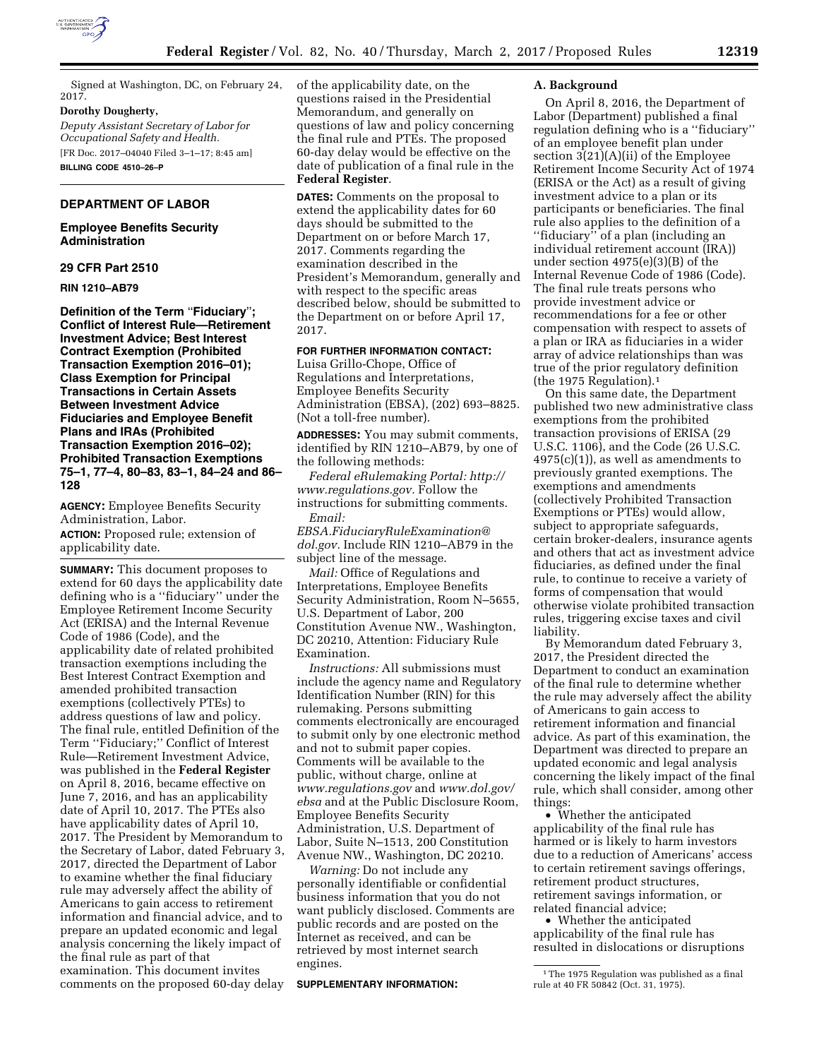Signed at Washington, DC, on February 24, 2017.

**Dorothy Dougherty,**

*Deputy Assistant Secretary of Labor for Occupational Safety and Health.*

[FR Doc. 2017–04040 Filed 3–1–17; 8:45 am]

**BILLING CODE 4510–26–P**

## DEPARTMENT OF LABOR

### Employee Benefits Security Administration

### 29 CFR Part 2510

### RIN 1210–AB79

### Definition of the Term "Fiduciary"; Conflict of Interest Rule—Retirement Investment Advice; Best Interest Contract Exemption (Prohibited Transaction Exemption 2016–01); Class Exemption for Principal Transactions in Certain Assets Between Investment Advice Fiduciaries and Employee Benefit Plans and IRAs (Prohibited Transaction Exemption 2016–02); Prohibited Transaction Exemptions 75–1, 77–4, 80–83, 83–1, 84–24 and 86–128

**AGENCY:** Employee Benefits Security Administration, Labor.

**ACTION:** Proposed rule; extension of applicability date.

**SUMMARY:** This document proposes to extend for 60 days the applicability date defining who is a ''fiduciary'' under the Employee Retirement Income Security Act (ERISA) and the Internal Revenue Code of 1986 (Code), and the applicability date of related prohibited transaction exemptions including the Best Interest Contract Exemption and amended prohibited transaction exemptions (collectively PTEs) to address questions of law and policy. The final rule, entitled Definition of the Term ''Fiduciary;'' Conflict of Interest Rule—Retirement Investment Advice, was published in the **Federal Register** on April 8, 2016, became effective on June 7, 2016, and has an applicability date of April 10, 2017. The PTEs also have applicability dates of April 10, 2017. The President by Memorandum to the Secretary of Labor, dated February 3, 2017, directed the Department of Labor to examine whether the final fiduciary rule may adversely affect the ability of Americans to gain access to retirement information and financial advice, and to prepare an updated economic and legal analysis concerning the likely impact of the final rule as part of that examination. This document invites comments on the proposed 60-day delay of the applicability date, on the questions raised in the Presidential Memorandum, and generally on questions of law and policy concerning the final rule and PTEs. The proposed 60-day delay would be effective on the date of publication of a final rule in the **Federal Register**.

**DATES:** Comments on the proposal to extend the applicability dates for 60 days should be submitted to the Department on or before March 17, 2017. Comments regarding the examination described in the President's Memorandum, generally and with respect to the specific areas described below, should be submitted to the Department on or before April 17, 2017.

**FOR FURTHER INFORMATION CONTACT:** Luisa Grillo-Chope, Office of Regulations and Interpretations, Employee Benefits Security Administration (EBSA), (202) 693–8825. (Not a toll-free number).

**ADDRESSES:** You may submit comments, identified by RIN 1210–AB79, by one of the following methods:

*Federal eRulemaking Portal: http://www.regulations.gov.* Follow the instructions for submitting comments.

*Email: EBSA.FiduciaryRuleExamination@dol.gov.* Include RIN 1210–AB79 in the subject line of the message.

*Mail:* Office of Regulations and Interpretations, Employee Benefits Security Administration, Room N–5655, U.S. Department of Labor, 200 Constitution Avenue NW., Washington, DC 20210, Attention: Fiduciary Rule Examination.

*Instructions:* All submissions must include the agency name and Regulatory Identification Number (RIN) for this rulemaking. Persons submitting comments electronically are encouraged to submit only by one electronic method and not to submit paper copies. Comments will be available to the public, without charge, online at *www.regulations.gov* and *www.dol.gov/ebsa* and at the Public Disclosure Room, Employee Benefits Security Administration, U.S. Department of Labor, Suite N–1513, 200 Constitution Avenue NW., Washington, DC 20210.

*Warning:* Do not include any personally identifiable or confidential business information that you do not want publicly disclosed. Comments are public records and are posted on the Internet as received, and can be retrieved by most internet search engines.

**SUPPLEMENTARY INFORMATION:**

#### A. Background

On April 8, 2016, the Department of Labor (Department) published a final regulation defining who is a ''fiduciary'' of an employee benefit plan under section 3(21)(A)(ii) of the Employee Retirement Income Security Act of 1974 (ERISA or the Act) as a result of giving investment advice to a plan or its participants or beneficiaries. The final rule also applies to the definition of a ''fiduciary'' of a plan (including an individual retirement account (IRA)) under section 4975(e)(3)(B) of the Internal Revenue Code of 1986 (Code). The final rule treats persons who provide investment advice or recommendations for a fee or other compensation with respect to assets of a plan or IRA as fiduciaries in a wider array of advice relationships than was true of the prior regulatory definition (the 1975 Regulation).[1]

On this same date, the Department published two new administrative class exemptions from the prohibited transaction provisions of ERISA (29 U.S.C. 1106), and the Code (26 U.S.C. 4975(c)(1)), as well as amendments to previously granted exemptions. The exemptions and amendments (collectively Prohibited Transaction Exemptions or PTEs) would allow, subject to appropriate safeguards, certain broker-dealers, insurance agents and others that act as investment advice fiduciaries, as defined under the final rule, to continue to receive a variety of forms of compensation that would otherwise violate prohibited transaction rules, triggering excise taxes and civil liability.

By Memorandum dated February 3, 2017, the President directed the Department to conduct an examination of the final rule to determine whether the rule may adversely affect the ability of Americans to gain access to retirement information and financial advice. As part of this examination, the Department was directed to prepare an updated economic and legal analysis concerning the likely impact of the final rule, which shall consider, among other things:

- Whether the anticipated applicability of the final rule has harmed or is likely to harm investors due to a reduction of Americans' access to certain retirement savings offerings, retirement product structures, retirement savings information, or related financial advice;
- Whether the anticipated applicability of the final rule has resulted in dislocations or disruptions

[1] The 1975 Regulation was published as a final rule at 40 FR 50842 (Oct. 31, 1975).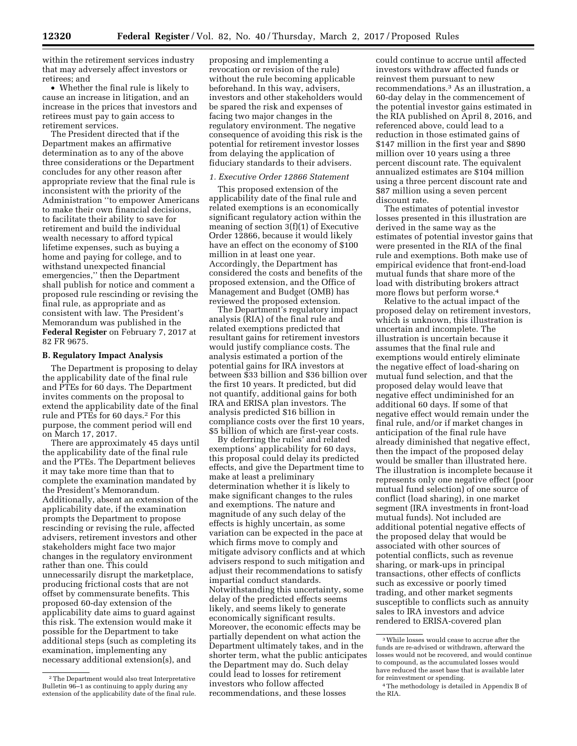within the retirement services industry that may adversely affect investors or retirees; and

- Whether the final rule is likely to cause an increase in litigation, and an increase in the prices that investors and retirees must pay to gain access to retirement services.

The President directed that if the Department makes an affirmative determination as to any of the above three considerations or the Department concludes for any other reason after appropriate review that the final rule is inconsistent with the priority of the Administration ''to empower Americans to make their own financial decisions, to facilitate their ability to save for retirement and build the individual wealth necessary to afford typical lifetime expenses, such as buying a home and paying for college, and to withstand unexpected financial emergencies,'' then the Department shall publish for notice and comment a proposed rule rescinding or revising the final rule, as appropriate and as consistent with law. The President's Memorandum was published in the **Federal Register** on February 7, 2017 at 82 FR 9675.

## B. Regulatory Impact Analysis

The Department is proposing to delay the applicability date of the final rule and PTEs for 60 days. The Department invites comments on the proposal to extend the applicability date of the final rule and PTEs for 60 days.[2] For this purpose, the comment period will end on March 17, 2017.

There are approximately 45 days until the applicability date of the final rule and the PTEs. The Department believes it may take more time than that to complete the examination mandated by the President's Memorandum. Additionally, absent an extension of the applicability date, if the examination prompts the Department to propose rescinding or revising the rule, affected advisers, retirement investors and other stakeholders might face two major changes in the regulatory environment rather than one. This could unnecessarily disrupt the marketplace, producing frictional costs that are not offset by commensurate benefits. This proposed 60-day extension of the applicability date aims to guard against this risk. The extension would make it possible for the Department to take additional steps (such as completing its examination, implementing any necessary additional extension(s), and proposing and implementing a revocation or revision of the rule) without the rule becoming applicable beforehand. In this way, advisers, investors and other stakeholders would be spared the risk and expenses of facing two major changes in the regulatory environment. The negative consequence of avoiding this risk is the potential for retirement investor losses from delaying the application of fiduciary standards to their advisers.

### 1. Executive Order 12866 Statement

This proposed extension of the applicability date of the final rule and related exemptions is an economically significant regulatory action within the meaning of section 3(f)(1) of Executive Order 12866, because it would likely have an effect on the economy of $100 million in at least one year. Accordingly, the Department has considered the costs and benefits of the proposed extension, and the Office of Management and Budget (OMB) has reviewed the proposed extension.

The Department's regulatory impact analysis (RIA) of the final rule and related exemptions predicted that resultant gains for retirement investors would justify compliance costs. The analysis estimated a portion of the potential gains for IRA investors at between $33 billion and $36 billion over the first 10 years. It predicted, but did not quantify, additional gains for both IRA and ERISA plan investors. The analysis predicted $16 billion in compliance costs over the first 10 years, $5 billion of which are first-year costs.

By deferring the rules' and related exemptions' applicability for 60 days, this proposal could delay its predicted effects, and give the Department time to make at least a preliminary determination whether it is likely to make significant changes to the rules and exemptions. The nature and magnitude of any such delay of the effects is highly uncertain, as some variation can be expected in the pace at which firms move to comply and mitigate advisory conflicts and at which advisers respond to such mitigation and adjust their recommendations to satisfy impartial conduct standards. Notwithstanding this uncertainty, some delay of the predicted effects seems likely, and seems likely to generate economically significant results. Moreover, the economic effects may be partially dependent on what action the Department ultimately takes, and in the shorter term, what the public anticipates the Department may do. Such delay could lead to losses for retirement investors who follow affected recommendations, and these losses could continue to accrue until affected investors withdraw affected funds or reinvest them pursuant to new recommendations.[3] As an illustration, a 60-day delay in the commencement of the potential investor gains estimated in the RIA published on April 8, 2016, and referenced above, could lead to a reduction in those estimated gains of $147 million in the first year and $890 million over 10 years using a three percent discount rate. The equivalent annualized estimates are $104 million using a three percent discount rate and $87 million using a seven percent discount rate.

The estimates of potential investor losses presented in this illustration are derived in the same way as the estimates of potential investor gains that were presented in the RIA of the final rule and exemptions. Both make use of empirical evidence that front-end-load mutual funds that share more of the load with distributing brokers attract more flows but perform worse.[4]

Relative to the actual impact of the proposed delay on retirement investors, which is unknown, this illustration is uncertain and incomplete. The illustration is uncertain because it assumes that the final rule and exemptions would entirely eliminate the negative effect of load-sharing on mutual fund selection, and that the proposed delay would leave that negative effect undiminished for an additional 60 days. If some of that negative effect would remain under the final rule, and/or if market changes in anticipation of the final rule have already diminished that negative effect, then the impact of the proposed delay would be smaller than illustrated here. The illustration is incomplete because it represents only one negative effect (poor mutual fund selection) of one source of conflict (load sharing), in one market segment (IRA investments in front-load mutual funds). Not included are additional potential negative effects of the proposed delay that would be associated with other sources of potential conflicts, such as revenue sharing, or mark-ups in principal transactions, other effects of conflicts such as excessive or poorly timed trading, and other market segments susceptible to conflicts such as annuity sales to IRA investors and advice rendered to ERISA-covered plan

---

[2] The Department would also treat Interpretative Bulletin 96–1 as continuing to apply during any extension of the applicability date of the final rule.

[3] While losses would cease to accrue after the funds are re-advised or withdrawn, afterward the losses would not be recovered, and would continue to compound, as the accumulated losses would have reduced the asset base that is available later for reinvestment or spending.

[4] The methodology is detailed in Appendix B of the RIA.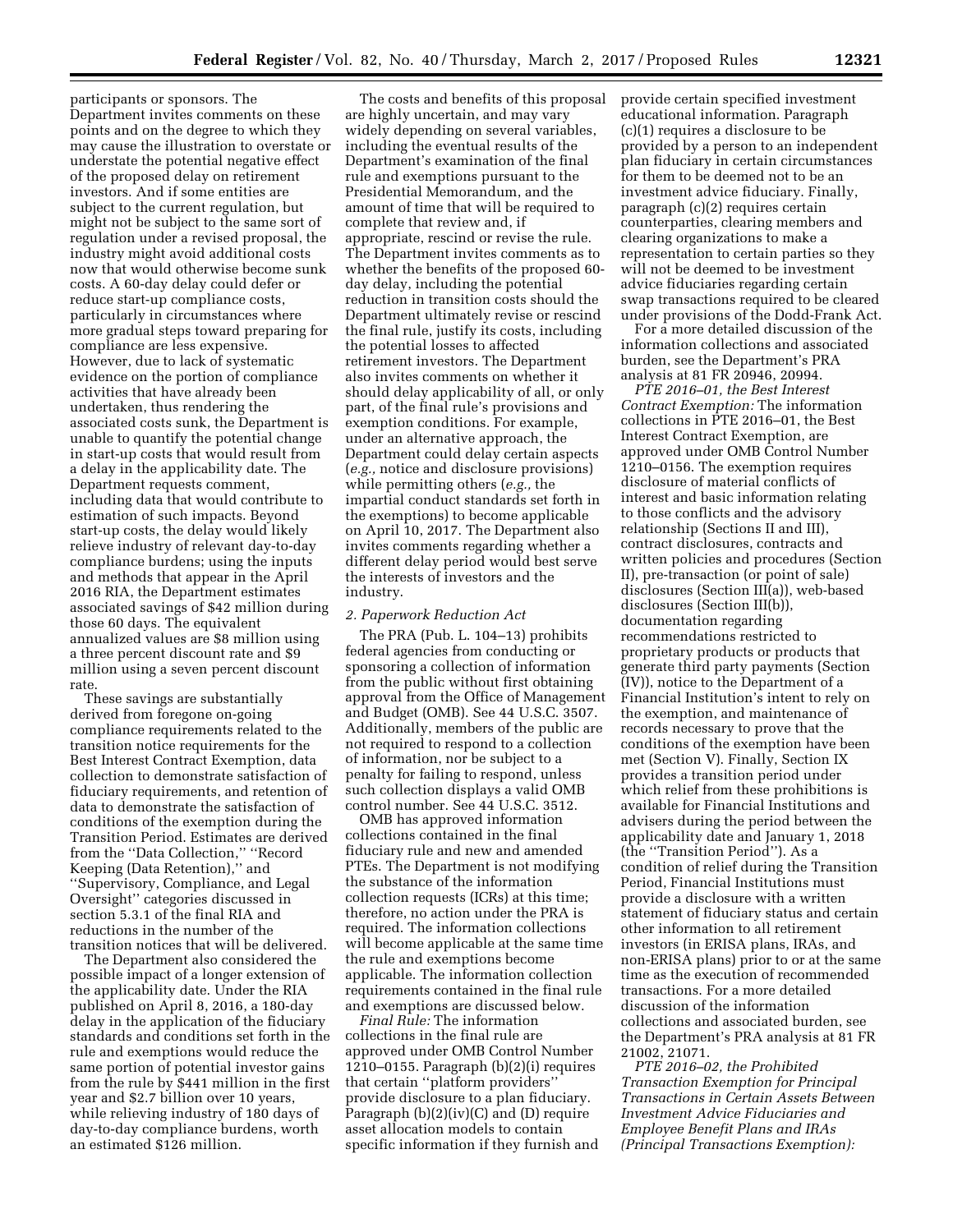participants or sponsors. The Department invites comments on these points and on the degree to which they may cause the illustration to overstate or understate the potential negative effect of the proposed delay on retirement investors. And if some entities are subject to the current regulation, but might not be subject to the same sort of regulation under a revised proposal, the industry might avoid additional costs now that would otherwise become sunk costs. A 60-day delay could defer or reduce start-up compliance costs, particularly in circumstances where more gradual steps toward preparing for compliance are less expensive. However, due to lack of systematic evidence on the portion of compliance activities that have already been undertaken, thus rendering the associated costs sunk, the Department is unable to quantify the potential change in start-up costs that would result from a delay in the applicability date. The Department requests comment, including data that would contribute to estimation of such impacts. Beyond start-up costs, the delay would likely relieve industry of relevant day-to-day compliance burdens; using the inputs and methods that appear in the April 2016 RIA, the Department estimates associated savings of $42 million during those 60 days. The equivalent annualized values are $8 million using a three percent discount rate and $9 million using a seven percent discount rate.

These savings are substantially derived from foregone on-going compliance requirements related to the transition notice requirements for the Best Interest Contract Exemption, data collection to demonstrate satisfaction of fiduciary requirements, and retention of data to demonstrate the satisfaction of conditions of the exemption during the Transition Period. Estimates are derived from the ''Data Collection,'' ''Record Keeping (Data Retention),'' and ''Supervisory, Compliance, and Legal Oversight'' categories discussed in section 5.3.1 of the final RIA and reductions in the number of the transition notices that will be delivered.

The Department also considered the possible impact of a longer extension of the applicability date. Under the RIA published on April 8, 2016, a 180-day delay in the application of the fiduciary standards and conditions set forth in the rule and exemptions would reduce the same portion of potential investor gains from the rule by $441 million in the first year and $2.7 billion over 10 years, while relieving industry of 180 days of day-to-day compliance burdens, worth an estimated $126 million.

The costs and benefits of this proposal are highly uncertain, and may vary widely depending on several variables, including the eventual results of the Department's examination of the final rule and exemptions pursuant to the Presidential Memorandum, and the amount of time that will be required to complete that review and, if appropriate, rescind or revise the rule. The Department invites comments as to whether the benefits of the proposed 60-day delay, including the potential reduction in transition costs should the Department ultimately revise or rescind the final rule, justify its costs, including the potential losses to affected retirement investors. The Department also invites comments on whether it should delay applicability of all, or only part, of the final rule's provisions and exemption conditions. For example, under an alternative approach, the Department could delay certain aspects (*e.g.,* notice and disclosure provisions) while permitting others (*e.g.,* the impartial conduct standards set forth in the exemptions) to become applicable on April 10, 2017. The Department also invites comments regarding whether a different delay period would best serve the interests of investors and the industry.

*2. Paperwork Reduction Act*

The PRA (Pub. L. 104–13) prohibits federal agencies from conducting or sponsoring a collection of information from the public without first obtaining approval from the Office of Management and Budget (OMB). See 44 U.S.C. 3507. Additionally, members of the public are not required to respond to a collection of information, nor be subject to a penalty for failing to respond, unless such collection displays a valid OMB control number. See 44 U.S.C. 3512.

OMB has approved information collections contained in the final fiduciary rule and new and amended PTEs. The Department is not modifying the substance of the information collection requests (ICRs) at this time; therefore, no action under the PRA is required. The information collections will become applicable at the same time the rule and exemptions become applicable. The information collection requirements contained in the final rule and exemptions are discussed below.

*Final Rule:* The information collections in the final rule are approved under OMB Control Number 1210–0155. Paragraph (b)(2)(i) requires that certain ''platform providers'' provide disclosure to a plan fiduciary. Paragraph (b)(2)(iv)(C) and (D) require asset allocation models to contain specific information if they furnish and provide certain specified investment educational information. Paragraph (c)(1) requires a disclosure to be provided by a person to an independent plan fiduciary in certain circumstances for them to be deemed not to be an investment advice fiduciary. Finally, paragraph (c)(2) requires certain counterparties, clearing members and clearing organizations to make a representation to certain parties so they will not be deemed to be investment advice fiduciaries regarding certain swap transactions required to be cleared under provisions of the Dodd-Frank Act.

For a more detailed discussion of the information collections and associated burden, see the Department's PRA analysis at 81 FR 20946, 20994.

*PTE 2016–01, the Best Interest Contract Exemption:* The information collections in PTE 2016–01, the Best Interest Contract Exemption, are approved under OMB Control Number 1210–0156. The exemption requires disclosure of material conflicts of interest and basic information relating to those conflicts and the advisory relationship (Sections II and III), contract disclosures, contracts and written policies and procedures (Section II), pre-transaction (or point of sale) disclosures (Section III(a)), web-based disclosures (Section III(b)), documentation regarding recommendations restricted to proprietary products or products that generate third party payments (Section (IV)), notice to the Department of a Financial Institution's intent to rely on the exemption, and maintenance of records necessary to prove that the conditions of the exemption have been met (Section V). Finally, Section IX provides a transition period under which relief from these prohibitions is available for Financial Institutions and advisers during the period between the applicability date and January 1, 2018 (the ''Transition Period''). As a condition of relief during the Transition Period, Financial Institutions must provide a disclosure with a written statement of fiduciary status and certain other information to all retirement investors (in ERISA plans, IRAs, and non-ERISA plans) prior to or at the same time as the execution of recommended transactions. For a more detailed discussion of the information collections and associated burden, see the Department's PRA analysis at 81 FR 21002, 21071.

*PTE 2016–02, the Prohibited Transaction Exemption for Principal Transactions in Certain Assets Between Investment Advice Fiduciaries and Employee Benefit Plans and IRAs (Principal Transactions Exemption):*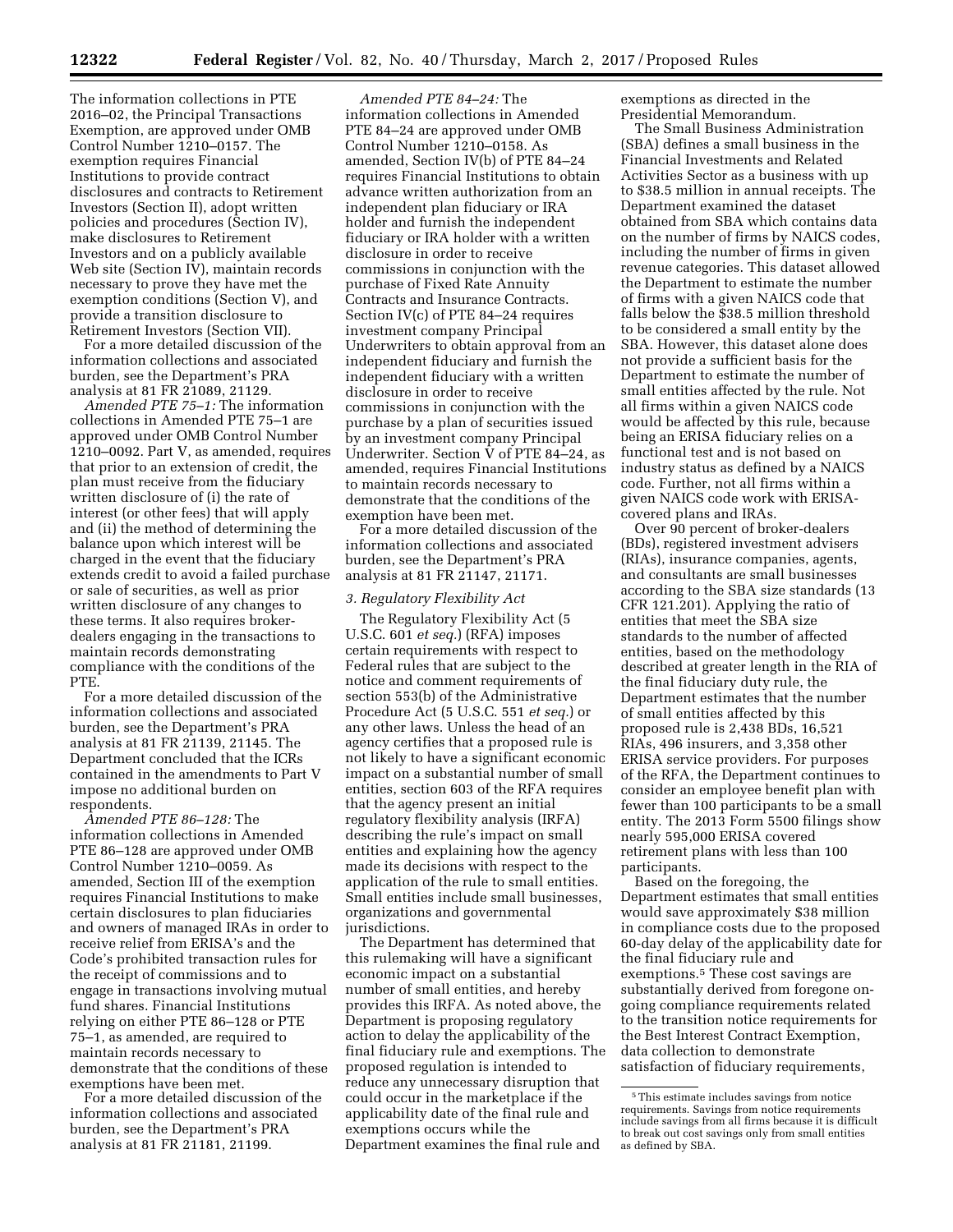The information collections in PTE 2016–02, the Principal Transactions Exemption, are approved under OMB Control Number 1210–0157. The exemption requires Financial Institutions to provide contract disclosures and contracts to Retirement Investors (Section II), adopt written policies and procedures (Section IV), make disclosures to Retirement Investors and on a publicly available Web site (Section IV), maintain records necessary to prove they have met the exemption conditions (Section V), and provide a transition disclosure to Retirement Investors (Section VII).

For a more detailed discussion of the information collections and associated burden, see the Department's PRA analysis at 81 FR 21089, 21129.

*Amended PTE 75–1:* The information collections in Amended PTE 75–1 are approved under OMB Control Number 1210–0092. Part V, as amended, requires that prior to an extension of credit, the plan must receive from the fiduciary written disclosure of (i) the rate of interest (or other fees) that will apply and (ii) the method of determining the balance upon which interest will be charged in the event that the fiduciary extends credit to avoid a failed purchase or sale of securities, as well as prior written disclosure of any changes to these terms. It also requires broker-dealers engaging in the transactions to maintain records demonstrating compliance with the conditions of the PTE.

For a more detailed discussion of the information collections and associated burden, see the Department's PRA analysis at 81 FR 21139, 21145. The Department concluded that the ICRs contained in the amendments to Part V impose no additional burden on respondents.

*Amended PTE 86–128:* The information collections in Amended PTE 86–128 are approved under OMB Control Number 1210–0059. As amended, Section III of the exemption requires Financial Institutions to make certain disclosures to plan fiduciaries and owners of managed IRAs in order to receive relief from ERISA's and the Code's prohibited transaction rules for the receipt of commissions and to engage in transactions involving mutual fund shares. Financial Institutions relying on either PTE 86–128 or PTE 75–1, as amended, are required to maintain records necessary to demonstrate that the conditions of these exemptions have been met.

For a more detailed discussion of the information collections and associated burden, see the Department's PRA analysis at 81 FR 21181, 21199.

*Amended PTE 84–24:* The information collections in Amended PTE 84–24 are approved under OMB Control Number 1210–0158. As amended, Section IV(b) of PTE 84–24 requires Financial Institutions to obtain advance written authorization from an independent plan fiduciary or IRA holder and furnish the independent fiduciary or IRA holder with a written disclosure in order to receive commissions in conjunction with the purchase of Fixed Rate Annuity Contracts and Insurance Contracts. Section IV(c) of PTE 84–24 requires investment company Principal Underwriters to obtain approval from an independent fiduciary and furnish the independent fiduciary with a written disclosure in order to receive commissions in conjunction with the purchase by a plan of securities issued by an investment company Principal Underwriter. Section V of PTE 84–24, as amended, requires Financial Institutions to maintain records necessary to demonstrate that the conditions of the exemption have been met.

For a more detailed discussion of the information collections and associated burden, see the Department's PRA analysis at 81 FR 21147, 21171.

### *3. Regulatory Flexibility Act*

The Regulatory Flexibility Act (5 U.S.C. 601 *et seq.*) (RFA) imposes certain requirements with respect to Federal rules that are subject to the notice and comment requirements of section 553(b) of the Administrative Procedure Act (5 U.S.C. 551 *et seq.*) or any other laws. Unless the head of an agency certifies that a proposed rule is not likely to have a significant economic impact on a substantial number of small entities, section 603 of the RFA requires that the agency present an initial regulatory flexibility analysis (IRFA) describing the rule's impact on small entities and explaining how the agency made its decisions with respect to the application of the rule to small entities. Small entities include small businesses, organizations and governmental jurisdictions.

The Department has determined that this rulemaking will have a significant economic impact on a substantial number of small entities, and hereby provides this IRFA. As noted above, the Department is proposing regulatory action to delay the applicability of the final fiduciary rule and exemptions. The proposed regulation is intended to reduce any unnecessary disruption that could occur in the marketplace if the applicability date of the final rule and exemptions occurs while the Department examines the final rule and exemptions as directed in the Presidential Memorandum.

The Small Business Administration (SBA) defines a small business in the Financial Investments and Related Activities Sector as a business with up to $38.5 million in annual receipts. The Department examined the dataset obtained from SBA which contains data on the number of firms by NAICS codes, including the number of firms in given revenue categories. This dataset allowed the Department to estimate the number of firms with a given NAICS code that falls below the $38.5 million threshold to be considered a small entity by the SBA. However, this dataset alone does not provide a sufficient basis for the Department to estimate the number of small entities affected by the rule. Not all firms within a given NAICS code would be affected by this rule, because being an ERISA fiduciary relies on a functional test and is not based on industry status as defined by a NAICS code. Further, not all firms within a given NAICS code work with ERISA-covered plans and IRAs.

Over 90 percent of broker-dealers (BDs), registered investment advisers (RIAs), insurance companies, agents, and consultants are small businesses according to the SBA size standards (13 CFR 121.201). Applying the ratio of entities that meet the SBA size standards to the number of affected entities, based on the methodology described at greater length in the RIA of the final fiduciary duty rule, the Department estimates that the number of small entities affected by this proposed rule is 2,438 BDs, 16,521 RIAs, 496 insurers, and 3,358 other ERISA service providers. For purposes of the RFA, the Department continues to consider an employee benefit plan with fewer than 100 participants to be a small entity. The 2013 Form 5500 filings show nearly 595,000 ERISA covered retirement plans with less than 100 participants.

Based on the foregoing, the Department estimates that small entities would save approximately $38 million in compliance costs due to the proposed 60-day delay of the applicability date for the final fiduciary rule and exemptions.[5] These cost savings are substantially derived from foregone on-going compliance requirements related to the transition notice requirements for the Best Interest Contract Exemption, data collection to demonstrate satisfaction of fiduciary requirements,

[5] This estimate includes savings from notice requirements. Savings from notice requirements include savings from all firms because it is difficult to break out cost savings only from small entities as defined by SBA.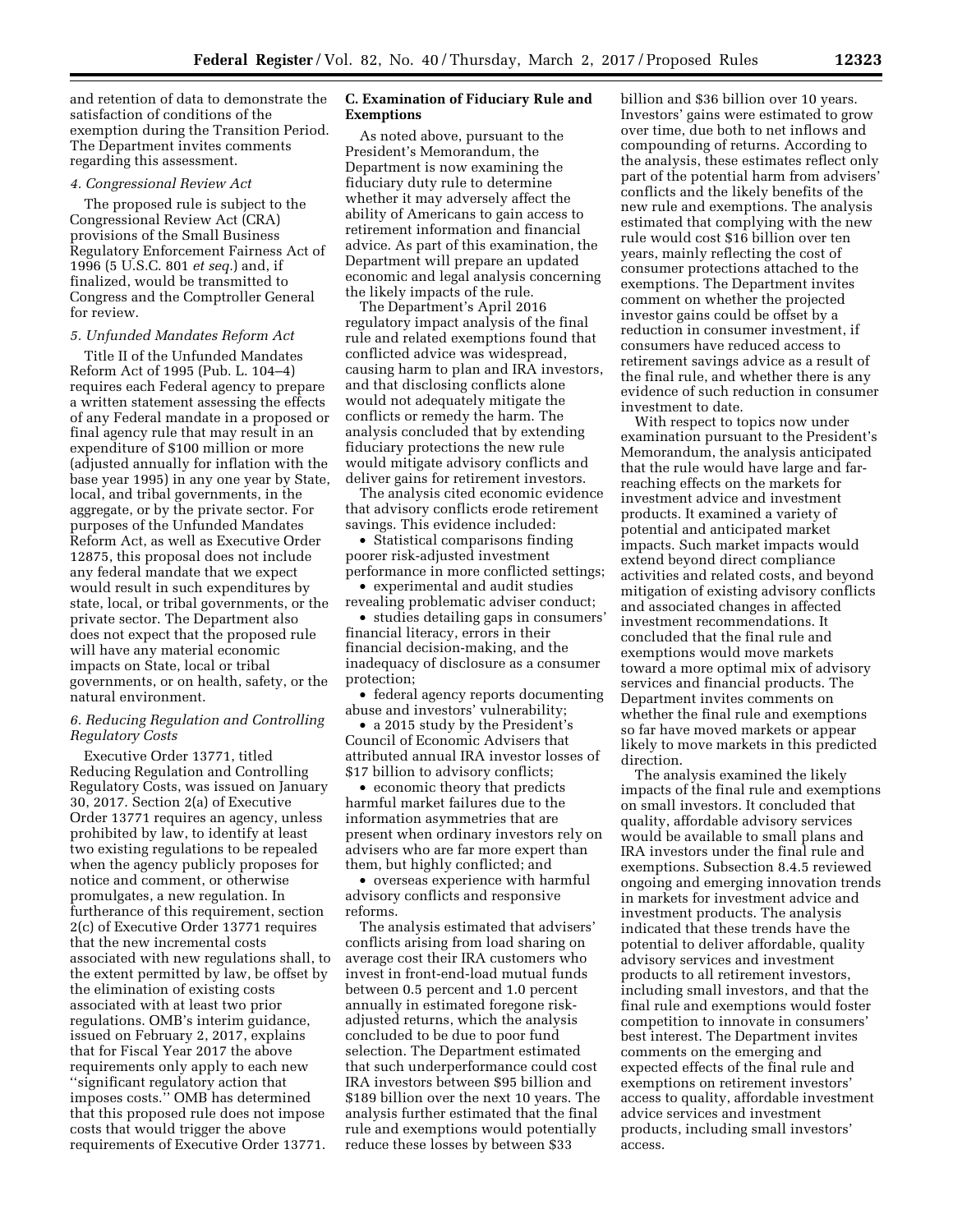and retention of data to demonstrate the satisfaction of conditions of the exemption during the Transition Period. The Department invites comments regarding this assessment.

*4. Congressional Review Act*

The proposed rule is subject to the Congressional Review Act (CRA) provisions of the Small Business Regulatory Enforcement Fairness Act of 1996 (5 U.S.C. 801 *et seq.*) and, if finalized, would be transmitted to Congress and the Comptroller General for review.

*5. Unfunded Mandates Reform Act*

Title II of the Unfunded Mandates Reform Act of 1995 (Pub. L. 104–4) requires each Federal agency to prepare a written statement assessing the effects of any Federal mandate in a proposed or final agency rule that may result in an expenditure of $100 million or more (adjusted annually for inflation with the base year 1995) in any one year by State, local, and tribal governments, in the aggregate, or by the private sector. For purposes of the Unfunded Mandates Reform Act, as well as Executive Order 12875, this proposal does not include any federal mandate that we expect would result in such expenditures by state, local, or tribal governments, or the private sector. The Department also does not expect that the proposed rule will have any material economic impacts on State, local or tribal governments, or on health, safety, or the natural environment.

*6. Reducing Regulation and Controlling Regulatory Costs*

Executive Order 13771, titled Reducing Regulation and Controlling Regulatory Costs, was issued on January 30, 2017. Section 2(a) of Executive Order 13771 requires an agency, unless prohibited by law, to identify at least two existing regulations to be repealed when the agency publicly proposes for notice and comment, or otherwise promulgates, a new regulation. In furtherance of this requirement, section 2(c) of Executive Order 13771 requires that the new incremental costs associated with new regulations shall, to the extent permitted by law, be offset by the elimination of existing costs associated with at least two prior regulations. OMB's interim guidance, issued on February 2, 2017, explains that for Fiscal Year 2017 the above requirements only apply to each new ''significant regulatory action that imposes costs.'' OMB has determined that this proposed rule does not impose costs that would trigger the above requirements of Executive Order 13771.

**C. Examination of Fiduciary Rule and Exemptions**

As noted above, pursuant to the President's Memorandum, the Department is now examining the fiduciary duty rule to determine whether it may adversely affect the ability of Americans to gain access to retirement information and financial advice. As part of this examination, the Department will prepare an updated economic and legal analysis concerning the likely impacts of the rule.

The Department's April 2016 regulatory impact analysis of the final rule and related exemptions found that conflicted advice was widespread, causing harm to plan and IRA investors, and that disclosing conflicts alone would not adequately mitigate the conflicts or remedy the harm. The analysis concluded that by extending fiduciary protections the new rule would mitigate advisory conflicts and deliver gains for retirement investors.

The analysis cited economic evidence that advisory conflicts erode retirement savings. This evidence included:

- Statistical comparisons finding poorer risk-adjusted investment performance in more conflicted settings;
- experimental and audit studies revealing problematic adviser conduct;
- studies detailing gaps in consumers' financial literacy, errors in their financial decision-making, and the inadequacy of disclosure as a consumer protection;
- federal agency reports documenting abuse and investors' vulnerability;
- a 2015 study by the President's Council of Economic Advisers that attributed annual IRA investor losses of $17 billion to advisory conflicts;
- economic theory that predicts harmful market failures due to the information asymmetries that are present when ordinary investors rely on advisers who are far more expert than them, but highly conflicted; and
- overseas experience with harmful advisory conflicts and responsive reforms.

The analysis estimated that advisers' conflicts arising from load sharing on average cost their IRA customers who invest in front-end-load mutual funds between 0.5 percent and 1.0 percent annually in estimated foregone risk-adjusted returns, which the analysis concluded to be due to poor fund selection. The Department estimated that such underperformance could cost IRA investors between $95 billion and $189 billion over the next 10 years. The analysis further estimated that the final rule and exemptions would potentially reduce these losses by between $33 billion and $36 billion over 10 years. Investors' gains were estimated to grow over time, due both to net inflows and compounding of returns. According to the analysis, these estimates reflect only part of the potential harm from advisers' conflicts and the likely benefits of the new rule and exemptions. The analysis estimated that complying with the new rule would cost $16 billion over ten years, mainly reflecting the cost of consumer protections attached to the exemptions. The Department invites comment on whether the projected investor gains could be offset by a reduction in consumer investment, if consumers have reduced access to retirement savings advice as a result of the final rule, and whether there is any evidence of such reduction in consumer investment to date.

With respect to topics now under examination pursuant to the President's Memorandum, the analysis anticipated that the rule would have large and far-reaching effects on the markets for investment advice and investment products. It examined a variety of potential and anticipated market impacts. Such market impacts would extend beyond direct compliance activities and related costs, and beyond mitigation of existing advisory conflicts and associated changes in affected investment recommendations. It concluded that the final rule and exemptions would move markets toward a more optimal mix of advisory services and financial products. The Department invites comments on whether the final rule and exemptions so far have moved markets or appear likely to move markets in this predicted direction.

The analysis examined the likely impacts of the final rule and exemptions on small investors. It concluded that quality, affordable advisory services would be available to small plans and IRA investors under the final rule and exemptions. Subsection 8.4.5 reviewed ongoing and emerging innovation trends in markets for investment advice and investment products. The analysis indicated that these trends have the potential to deliver affordable, quality advisory services and investment products to all retirement investors, including small investors, and that the final rule and exemptions would foster competition to innovate in consumers' best interest. The Department invites comments on the emerging and expected effects of the final rule and exemptions on retirement investors' access to quality, affordable investment advice services and investment products, including small investors' access.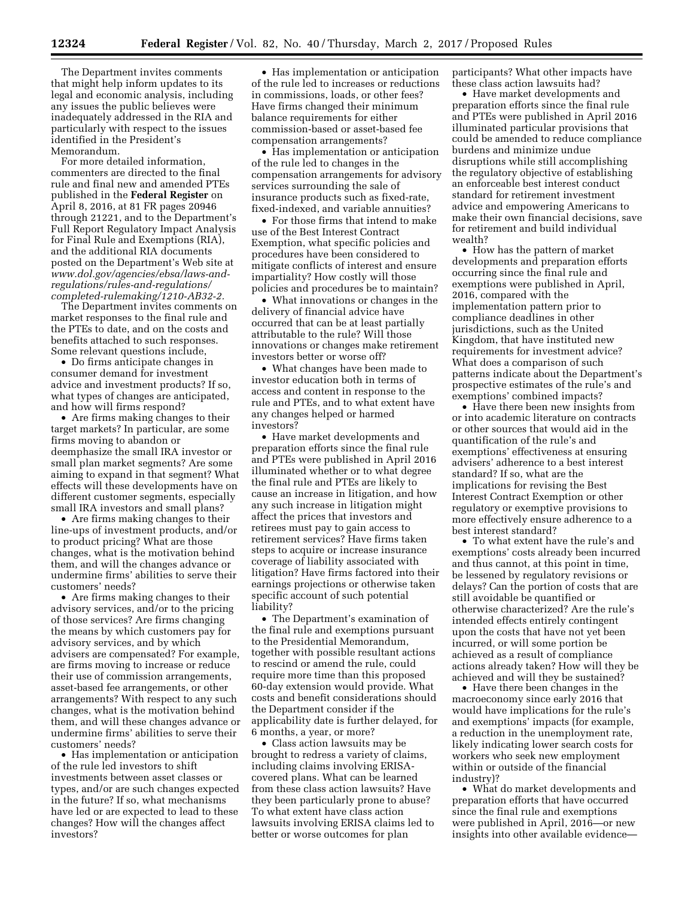The Department invites comments that might help inform updates to its legal and economic analysis, including any issues the public believes were inadequately addressed in the RIA and particularly with respect to the issues identified in the President's Memorandum.

For more detailed information, commenters are directed to the final rule and final new and amended PTEs published in the **Federal Register** on April 8, 2016, at 81 FR pages 20946 through 21221, and to the Department's Full Report Regulatory Impact Analysis for Final Rule and Exemptions (RIA), and the additional RIA documents posted on the Department's Web site at *www.dol.gov/agencies/ebsa/laws-and-regulations/rules-and-regulations/completed-rulemaking/1210-AB32-2*.

The Department invites comments on market responses to the final rule and the PTEs to date, and on the costs and benefits attached to such responses. Some relevant questions include,

- Do firms anticipate changes in consumer demand for investment advice and investment products? If so, what types of changes are anticipated, and how will firms respond?
- Are firms making changes to their target markets? In particular, are some firms moving to abandon or deemphasize the small IRA investor or small plan market segments? Are some aiming to expand in that segment? What effects will these developments have on different customer segments, especially small IRA investors and small plans?
- Are firms making changes to their line-ups of investment products, and/or to product pricing? What are those changes, what is the motivation behind them, and will the changes advance or undermine firms' abilities to serve their customers' needs?
- Are firms making changes to their advisory services, and/or to the pricing of those services? Are firms changing the means by which customers pay for advisory services, and by which advisers are compensated? For example, are firms moving to increase or reduce their use of commission arrangements, asset-based fee arrangements, or other arrangements? With respect to any such changes, what is the motivation behind them, and will these changes advance or undermine firms' abilities to serve their customers' needs?
- Has implementation or anticipation of the rule led investors to shift investments between asset classes or types, and/or are such changes expected in the future? If so, what mechanisms have led or are expected to lead to these changes? How will the changes affect investors?
- Has implementation or anticipation of the rule led to increases or reductions in commissions, loads, or other fees? Have firms changed their minimum balance requirements for either commission-based or asset-based fee compensation arrangements?
- Has implementation or anticipation of the rule led to changes in the compensation arrangements for advisory services surrounding the sale of insurance products such as fixed-rate, fixed-indexed, and variable annuities?
- For those firms that intend to make use of the Best Interest Contract Exemption, what specific policies and procedures have been considered to mitigate conflicts of interest and ensure impartiality? How costly will those policies and procedures be to maintain?
- What innovations or changes in the delivery of financial advice have occurred that can be at least partially attributable to the rule? Will those innovations or changes make retirement investors better or worse off?
- What changes have been made to investor education both in terms of access and content in response to the rule and PTEs, and to what extent have any changes helped or harmed investors?
- Have market developments and preparation efforts since the final rule and PTEs were published in April 2016 illuminated whether or to what degree the final rule and PTEs are likely to cause an increase in litigation, and how any such increase in litigation might affect the prices that investors and retirees must pay to gain access to retirement services? Have firms taken steps to acquire or increase insurance coverage of liability associated with litigation? Have firms factored into their earnings projections or otherwise taken specific account of such potential liability?
- The Department's examination of the final rule and exemptions pursuant to the Presidential Memorandum, together with possible resultant actions to rescind or amend the rule, could require more time than this proposed 60-day extension would provide. What costs and benefit considerations should the Department consider if the applicability date is further delayed, for 6 months, a year, or more?
- Class action lawsuits may be brought to redress a variety of claims, including claims involving ERISA-covered plans. What can be learned from these class action lawsuits? Have they been particularly prone to abuse? To what extent have class action lawsuits involving ERISA claims led to better or worse outcomes for plan participants? What other impacts have these class action lawsuits had?
- Have market developments and preparation efforts since the final rule and PTEs were published in April 2016 illuminated particular provisions that could be amended to reduce compliance burdens and minimize undue disruptions while still accomplishing the regulatory objective of establishing an enforceable best interest conduct standard for retirement investment advice and empowering Americans to make their own financial decisions, save for retirement and build individual wealth?
- How has the pattern of market developments and preparation efforts occurring since the final rule and exemptions were published in April, 2016, compared with the implementation pattern prior to compliance deadlines in other jurisdictions, such as the United Kingdom, that have instituted new requirements for investment advice? What does a comparison of such patterns indicate about the Department's prospective estimates of the rule's and exemptions' combined impacts?
- Have there been new insights from or into academic literature on contracts or other sources that would aid in the quantification of the rule's and exemptions' effectiveness at ensuring advisers' adherence to a best interest standard? If so, what are the implications for revising the Best Interest Contract Exemption or other regulatory or exemptive provisions to more effectively ensure adherence to a best interest standard?
- To what extent have the rule's and exemptions' costs already been incurred and thus cannot, at this point in time, be lessened by regulatory revisions or delays? Can the portion of costs that are still avoidable be quantified or otherwise characterized? Are the rule's intended effects entirely contingent upon the costs that have not yet been incurred, or will some portion be achieved as a result of compliance actions already taken? How will they be achieved and will they be sustained?
- Have there been changes in the macroeconomy since early 2016 that would have implications for the rule's and exemptions' impacts (for example, a reduction in the unemployment rate, likely indicating lower search costs for workers who seek new employment within or outside of the financial industry)?
- What do market developments and preparation efforts that have occurred since the final rule and exemptions were published in April, 2016—or new insights into other available evidence—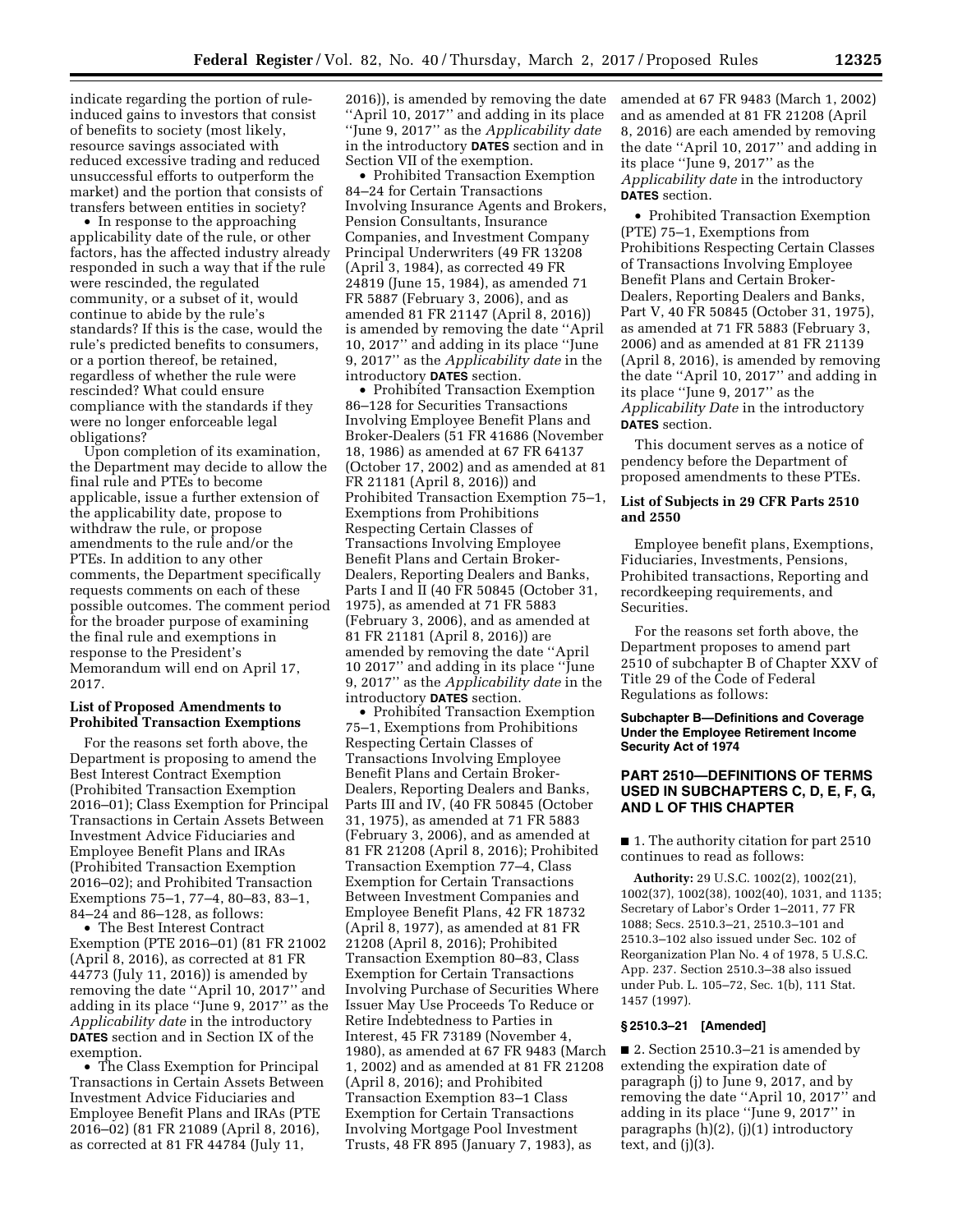indicate regarding the portion of rule-induced gains to investors that consist of benefits to society (most likely, resource savings associated with reduced excessive trading and reduced unsuccessful efforts to outperform the market) and the portion that consists of transfers between entities in society?

- In response to the approaching applicability date of the rule, or other factors, has the affected industry already responded in such a way that if the rule were rescinded, the regulated community, or a subset of it, would continue to abide by the rule's standards? If this is the case, would the rule's predicted benefits to consumers, or a portion thereof, be retained, regardless of whether the rule were rescinded? What could ensure compliance with the standards if they were no longer enforceable legal obligations?

Upon completion of its examination, the Department may decide to allow the final rule and PTEs to become applicable, issue a further extension of the applicability date, propose to withdraw the rule, or propose amendments to the rule and/or the PTEs. In addition to any other comments, the Department specifically requests comments on each of these possible outcomes. The comment period for the broader purpose of examining the final rule and exemptions in response to the President's Memorandum will end on April 17, 2017.

**List of Proposed Amendments to Prohibited Transaction Exemptions**

For the reasons set forth above, the Department is proposing to amend the Best Interest Contract Exemption (Prohibited Transaction Exemption 2016–01); Class Exemption for Principal Transactions in Certain Assets Between Investment Advice Fiduciaries and Employee Benefit Plans and IRAs (Prohibited Transaction Exemption 2016–02); and Prohibited Transaction Exemptions 75–1, 77–4, 80–83, 83–1, 84–24 and 86–128, as follows:

- The Best Interest Contract Exemption (PTE 2016–01) (81 FR 21002 (April 8, 2016), as corrected at 81 FR 44773 (July 11, 2016)) is amended by removing the date ''April 10, 2017'' and adding in its place ''June 9, 2017'' as the *Applicability date* in the introductory **DATES** section and in Section IX of the exemption.
- The Class Exemption for Principal Transactions in Certain Assets Between Investment Advice Fiduciaries and Employee Benefit Plans and IRAs (PTE 2016–02) (81 FR 21089 (April 8, 2016), as corrected at 81 FR 44784 (July 11, 2016)), is amended by removing the date ''April 10, 2017'' and adding in its place ''June 9, 2017'' as the *Applicability date* in the introductory **DATES** section and in Section VII of the exemption.
- Prohibited Transaction Exemption 84–24 for Certain Transactions Involving Insurance Agents and Brokers, Pension Consultants, Insurance Companies, and Investment Company Principal Underwriters (49 FR 13208 (April 3, 1984), as corrected 49 FR 24819 (June 15, 1984), as amended 71 FR 5887 (February 3, 2006), and as amended 81 FR 21147 (April 8, 2016)) is amended by removing the date ''April 10, 2017'' and adding in its place ''June 9, 2017'' as the *Applicability date* in the introductory **DATES** section.
- Prohibited Transaction Exemption 86–128 for Securities Transactions Involving Employee Benefit Plans and Broker-Dealers (51 FR 41686 (November 18, 1986) as amended at 67 FR 64137 (October 17, 2002) and as amended at 81 FR 21181 (April 8, 2016)) and Prohibited Transaction Exemption 75–1, Exemptions from Prohibitions Respecting Certain Classes of Transactions Involving Employee Benefit Plans and Certain Broker-Dealers, Reporting Dealers and Banks, Parts I and II (40 FR 50845 (October 31, 1975), as amended at 71 FR 5883 (February 3, 2006), and as amended at 81 FR 21181 (April 8, 2016)) are amended by removing the date ''April 10 2017'' and adding in its place ''June 9, 2017'' as the *Applicability date* in the introductory **DATES** section.
- Prohibited Transaction Exemption 75–1, Exemptions from Prohibitions Respecting Certain Classes of Transactions Involving Employee Benefit Plans and Certain Broker-Dealers, Reporting Dealers and Banks, Parts III and IV, (40 FR 50845 (October 31, 1975), as amended at 71 FR 5883 (February 3, 2006), and as amended at 81 FR 21208 (April 8, 2016); Prohibited Transaction Exemption 77–4, Class Exemption for Certain Transactions Between Investment Companies and Employee Benefit Plans, 42 FR 18732 (April 8, 1977), as amended at 81 FR 21208 (April 8, 2016); Prohibited Transaction Exemption 80–83, Class Exemption for Certain Transactions Involving Purchase of Securities Where Issuer May Use Proceeds To Reduce or Retire Indebtedness to Parties in Interest, 45 FR 73189 (November 4, 1980), as amended at 67 FR 9483 (March 1, 2002) and as amended at 81 FR 21208 (April 8, 2016); and Prohibited Transaction Exemption 83–1 Class Exemption for Certain Transactions Involving Mortgage Pool Investment Trusts, 48 FR 895 (January 7, 1983), as amended at 67 FR 9483 (March 1, 2002) and as amended at 81 FR 21208 (April 8, 2016) are each amended by removing the date ''April 10, 2017'' and adding in its place ''June 9, 2017'' as the *Applicability date* in the introductory **DATES** section.
- Prohibited Transaction Exemption (PTE) 75–1, Exemptions from Prohibitions Respecting Certain Classes of Transactions Involving Employee Benefit Plans and Certain Broker-Dealers, Reporting Dealers and Banks, Part V, 40 FR 50845 (October 31, 1975), as amended at 71 FR 5883 (February 3, 2006) and as amended at 81 FR 21139 (April 8, 2016), is amended by removing the date ''April 10, 2017'' and adding in its place ''June 9, 2017'' as the *Applicability Date* in the introductory **DATES** section.

This document serves as a notice of pendency before the Department of proposed amendments to these PTEs.

**List of Subjects in 29 CFR Parts 2510 and 2550**

Employee benefit plans, Exemptions, Fiduciaries, Investments, Pensions, Prohibited transactions, Reporting and recordkeeping requirements, and Securities.

For the reasons set forth above, the Department proposes to amend part 2510 of subchapter B of Chapter XXV of Title 29 of the Code of Federal Regulations as follows:

**Subchapter B—Definitions and Coverage Under the Employee Retirement Income Security Act of 1974**

## PART 2510—DEFINITIONS OF TERMS USED IN SUBCHAPTERS C, D, E, F, G, AND L OF THIS CHAPTER

■ 1. The authority citation for part 2510 continues to read as follows:

**Authority:** 29 U.S.C. 1002(2), 1002(21), 1002(37), 1002(38), 1002(40), 1031, and 1135; Secretary of Labor's Order 1–2011, 77 FR 1088; Secs. 2510.3–21, 2510.3–101 and 2510.3–102 also issued under Sec. 102 of Reorganization Plan No. 4 of 1978, 5 U.S.C. App. 237. Section 2510.3–38 also issued under Pub. L. 105–72, Sec. 1(b), 111 Stat. 1457 (1997).

**§ 2510.3–21 [Amended]**

■ 2. Section 2510.3–21 is amended by extending the expiration date of paragraph (j) to June 9, 2017, and by removing the date ''April 10, 2017'' and adding in its place ''June 9, 2017'' in paragraphs (h)(2), (j)(1) introductory text, and (j)(3).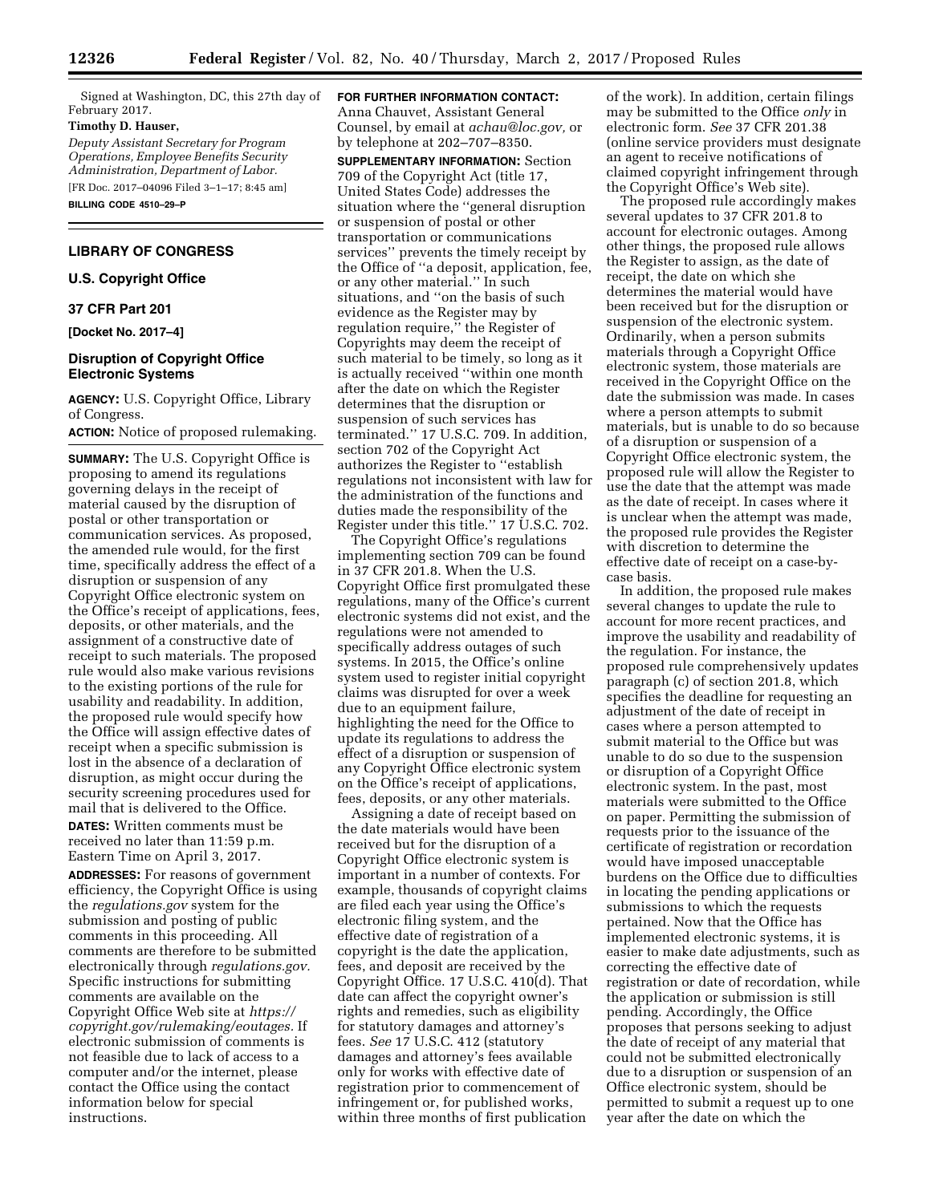Signed at Washington, DC, this 27th day of February 2017.

**Timothy D. Hauser,**

*Deputy Assistant Secretary for Program Operations, Employee Benefits Security Administration, Department of Labor.*

[FR Doc. 2017–04096 Filed 3–1–17; 8:45 am]

**BILLING CODE 4510–29–P**

---

## LIBRARY OF CONGRESS

### U.S. Copyright Office

### 37 CFR Part 201

**[Docket No. 2017–4]**

### Disruption of Copyright Office Electronic Systems

**AGENCY:** U.S. Copyright Office, Library of Congress.

**ACTION:** Notice of proposed rulemaking.

**SUMMARY:** The U.S. Copyright Office is proposing to amend its regulations governing delays in the receipt of material caused by the disruption of postal or other transportation or communication services. As proposed, the amended rule would, for the first time, specifically address the effect of a disruption or suspension of any Copyright Office electronic system on the Office's receipt of applications, fees, deposits, or other materials, and the assignment of a constructive date of receipt to such materials. The proposed rule would also make various revisions to the existing portions of the rule for usability and readability. In addition, the proposed rule would specify how the Office will assign effective dates of receipt when a specific submission is lost in the absence of a declaration of disruption, as might occur during the security screening procedures used for mail that is delivered to the Office.

**DATES:** Written comments must be received no later than 11:59 p.m. Eastern Time on April 3, 2017.

**ADDRESSES:** For reasons of government efficiency, the Copyright Office is using the *regulations.gov* system for the submission and posting of public comments in this proceeding. All comments are therefore to be submitted electronically through *regulations.gov.* Specific instructions for submitting comments are available on the Copyright Office Web site at *https://copyright.gov/rulemaking/eoutages.* If electronic submission of comments is not feasible due to lack of access to a computer and/or the internet, please contact the Office using the contact information below for special instructions.

**FOR FURTHER INFORMATION CONTACT:** Anna Chauvet, Assistant General Counsel, by email at *achau@loc.gov,* or by telephone at 202–707–8350.

**SUPPLEMENTARY INFORMATION:** Section 709 of the Copyright Act (title 17, United States Code) addresses the situation where the ''general disruption or suspension of postal or other transportation or communications services'' prevents the timely receipt by the Office of ''a deposit, application, fee, or any other material.'' In such situations, and ''on the basis of such evidence as the Register may by regulation require,'' the Register of Copyrights may deem the receipt of such material to be timely, so long as it is actually received ''within one month after the date on which the Register determines that the disruption or suspension of such services has terminated.'' 17 U.S.C. 709. In addition, section 702 of the Copyright Act authorizes the Register to ''establish regulations not inconsistent with law for the administration of the functions and duties made the responsibility of the Register under this title.'' 17 U.S.C. 702.

The Copyright Office's regulations implementing section 709 can be found in 37 CFR 201.8. When the U.S. Copyright Office first promulgated these regulations, many of the Office's current electronic systems did not exist, and the regulations were not amended to specifically address outages of such systems. In 2015, the Office's online system used to register initial copyright claims was disrupted for over a week due to an equipment failure, highlighting the need for the Office to update its regulations to address the effect of a disruption or suspension of any Copyright Office electronic system on the Office's receipt of applications, fees, deposits, or any other materials.

Assigning a date of receipt based on the date materials would have been received but for the disruption of a Copyright Office electronic system is important in a number of contexts. For example, thousands of copyright claims are filed each year using the Office's electronic filing system, and the effective date of registration of a copyright is the date the application, fees, and deposit are received by the Copyright Office. 17 U.S.C. 410(d). That date can affect the copyright owner's rights and remedies, such as eligibility for statutory damages and attorney's fees. *See* 17 U.S.C. 412 (statutory damages and attorney's fees available only for works with effective date of registration prior to commencement of infringement or, for published works, within three months of first publication of the work). In addition, certain filings may be submitted to the Office *only* in electronic form. *See* 37 CFR 201.38 (online service providers must designate an agent to receive notifications of claimed copyright infringement through the Copyright Office's Web site).

The proposed rule accordingly makes several updates to 37 CFR 201.8 to account for electronic outages. Among other things, the proposed rule allows the Register to assign, as the date of receipt, the date on which she determines the material would have been received but for the disruption or suspension of the electronic system. Ordinarily, when a person submits materials through a Copyright Office electronic system, those materials are received in the Copyright Office on the date the submission was made. In cases where a person attempts to submit materials, but is unable to do so because of a disruption or suspension of a Copyright Office electronic system, the proposed rule will allow the Register to use the date that the attempt was made as the date of receipt. In cases where it is unclear when the attempt was made, the proposed rule provides the Register with discretion to determine the effective date of receipt on a case-by-case basis.

In addition, the proposed rule makes several changes to update the rule to account for more recent practices, and improve the usability and readability of the regulation. For instance, the proposed rule comprehensively updates paragraph (c) of section 201.8, which specifies the deadline for requesting an adjustment of the date of receipt in cases where a person attempted to submit material to the Office but was unable to do so due to the suspension or disruption of a Copyright Office electronic system. In the past, most materials were submitted to the Office on paper. Permitting the submission of requests prior to the issuance of the certificate of registration or recordation would have imposed unacceptable burdens on the Office due to difficulties in locating the pending applications or submissions to which the requests pertained. Now that the Office has implemented electronic systems, it is easier to make date adjustments, such as correcting the effective date of registration or date of recordation, while the application or submission is still pending. Accordingly, the Office proposes that persons seeking to adjust the date of receipt of any material that could not be submitted electronically due to a disruption or suspension of an Office electronic system, should be permitted to submit a request up to one year after the date on which the